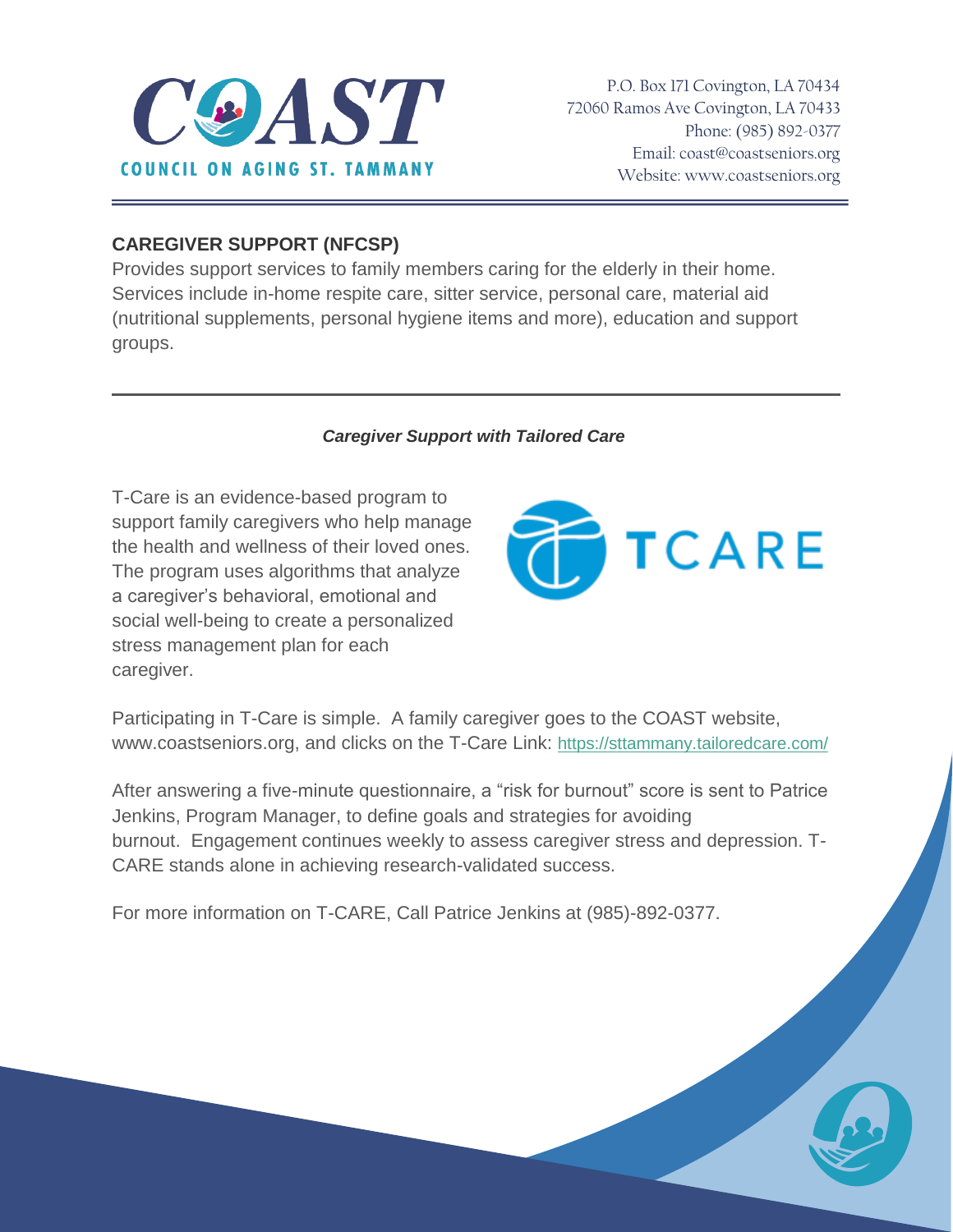# COAST

COUNCIL ON AGING ST. TAMMANY

P.O. Box 171 Covington, LA 70434
72060 Ramos Ave Covington, LA 70433
Phone: (985) 892-0377
Email: coast@coastseniors.org
Website: www.coastseniors.org

## CAREGIVER SUPPORT (NFCSP)

Provides support services to family members caring for the elderly in their home. Services include in-home respite care, sitter service, personal care, material aid (nutritional supplements, personal hygiene items and more), education and support groups.

---

***Caregiver Support with Tailored Care***

T-Care is an evidence-based program to support family caregivers who help manage the health and wellness of their loved ones. The program uses algorithms that analyze a caregiver's behavioral, emotional and social well-being to create a personalized stress management plan for each caregiver.

TCARE

Participating in T-Care is simple. A family caregiver goes to the COAST website, www.coastseniors.org, and clicks on the T-Care Link: https://sttammany.tailoredcare.com/

After answering a five-minute questionnaire, a "risk for burnout" score is sent to Patrice Jenkins, Program Manager, to define goals and strategies for avoiding burnout. Engagement continues weekly to assess caregiver stress and depression. T-CARE stands alone in achieving research-validated success.

For more information on T-CARE, Call Patrice Jenkins at (985)-892-0377.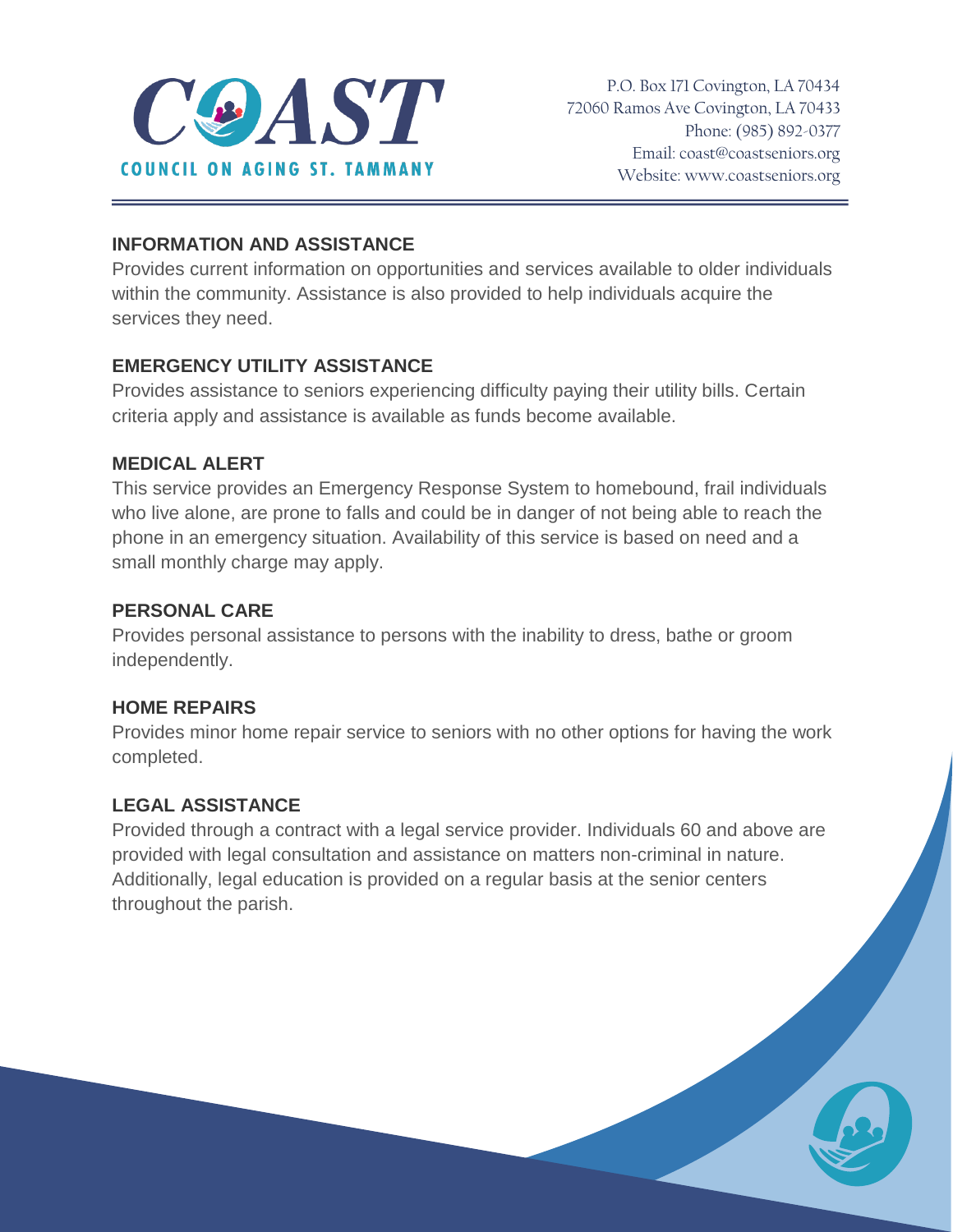COAST
COUNCIL ON AGING ST. TAMMANY

P.O. Box 171 Covington, LA 70434
72060 Ramos Ave Covington, LA 70433
Phone: (985) 892-0377
Email: coast@coastseniors.org
Website: www.coastseniors.org

## INFORMATION AND ASSISTANCE

Provides current information on opportunities and services available to older individuals within the community. Assistance is also provided to help individuals acquire the services they need.

## EMERGENCY UTILITY ASSISTANCE

Provides assistance to seniors experiencing difficulty paying their utility bills. Certain criteria apply and assistance is available as funds become available.

## MEDICAL ALERT

This service provides an Emergency Response System to homebound, frail individuals who live alone, are prone to falls and could be in danger of not being able to reach the phone in an emergency situation. Availability of this service is based on need and a small monthly charge may apply.

## PERSONAL CARE

Provides personal assistance to persons with the inability to dress, bathe or groom independently.

## HOME REPAIRS

Provides minor home repair service to seniors with no other options for having the work completed.

## LEGAL ASSISTANCE

Provided through a contract with a legal service provider. Individuals 60 and above are provided with legal consultation and assistance on matters non-criminal in nature. Additionally, legal education is provided on a regular basis at the senior centers throughout the parish.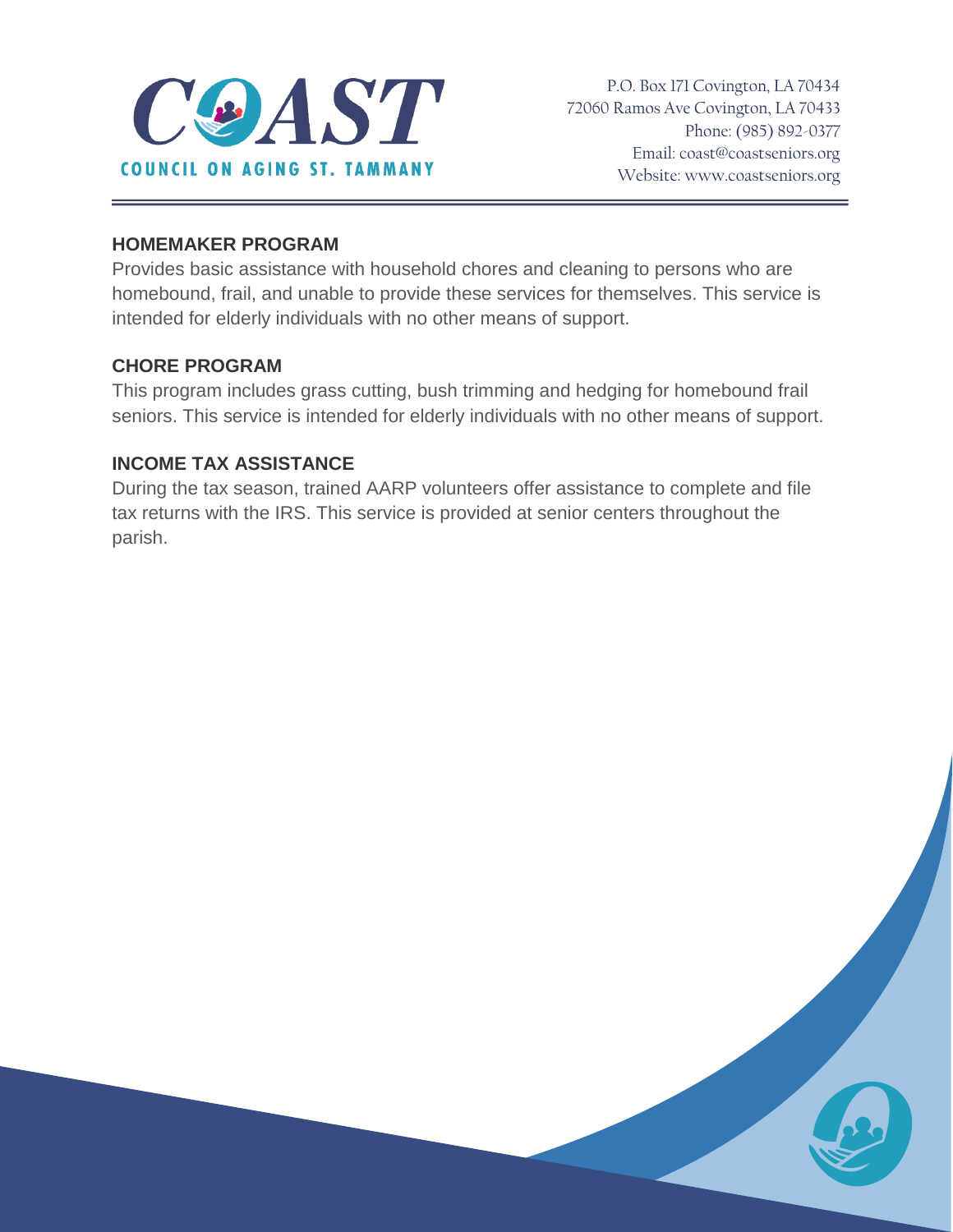COUNCIL ON AGING ST. TAMMANY

P.O. Box 171 Covington, LA 70434
72060 Ramos Ave Covington, LA 70433
Phone: (985) 892-0377
Email: coast@coastseniors.org
Website: www.coastseniors.org

## HOMEMAKER PROGRAM

Provides basic assistance with household chores and cleaning to persons who are homebound, frail, and unable to provide these services for themselves. This service is intended for elderly individuals with no other means of support.

## CHORE PROGRAM

This program includes grass cutting, bush trimming and hedging for homebound frail seniors. This service is intended for elderly individuals with no other means of support.

## INCOME TAX ASSISTANCE

During the tax season, trained AARP volunteers offer assistance to complete and file tax returns with the IRS. This service is provided at senior centers throughout the parish.